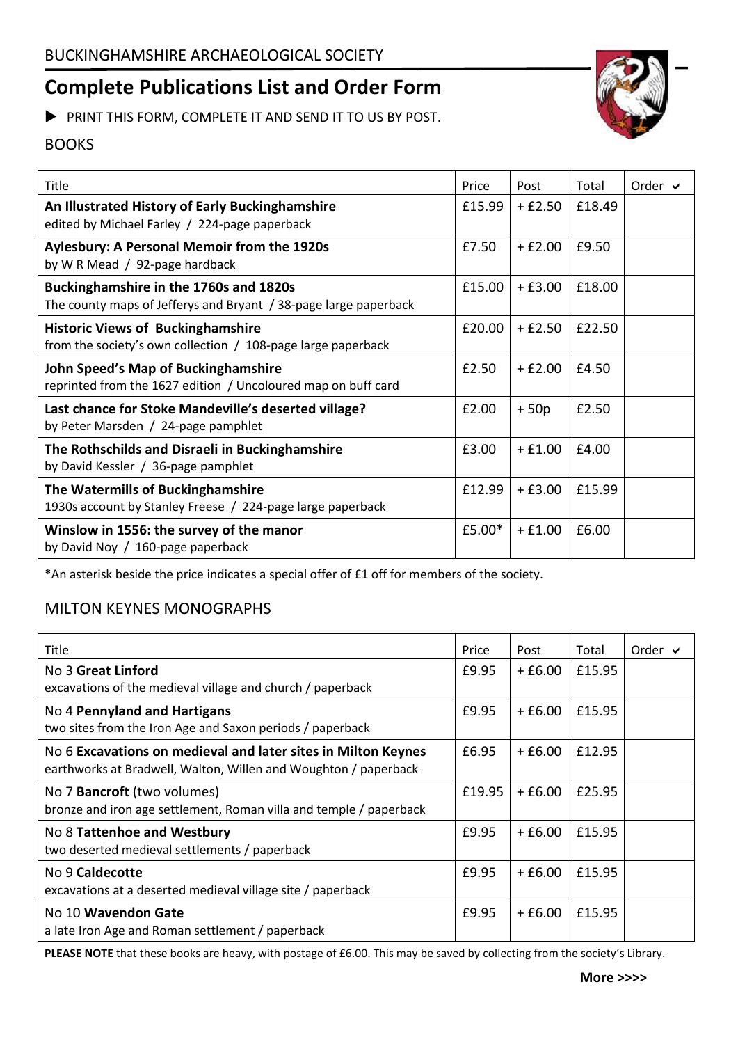BUCKINGHAMSHIRE ARCHAEOLOGICAL SOCIETY

# Complete Publications List and Order Form

▶ PRINT THIS FORM, COMPLETE IT AND SEND IT TO US BY POST.

## BOOKS

| Title | Price | Post | Total | Order ✔ |
|---|---|---|---|---|
| **An Illustrated History of Early Buckinghamshire**<br>edited by Michael Farley / 224-page paperback | £15.99 | + £2.50 | £18.49 | |
| **Aylesbury: A Personal Memoir from the 1920s**<br>by W R Mead / 92-page hardback | £7.50 | + £2.00 | £9.50 | |
| **Buckinghamshire in the 1760s and 1820s**<br>The county maps of Jefferys and Bryant / 38-page large paperback | £15.00 | + £3.00 | £18.00 | |
| **Historic Views of Buckinghamshire**<br>from the society's own collection / 108-page large paperback | £20.00 | + £2.50 | £22.50 | |
| **John Speed's Map of Buckinghamshire**<br>reprinted from the 1627 edition / Uncoloured map on buff card | £2.50 | + £2.00 | £4.50 | |
| **Last chance for Stoke Mandeville's deserted village?**<br>by Peter Marsden / 24-page pamphlet | £2.00 | + 50p | £2.50 | |
| **The Rothschilds and Disraeli in Buckinghamshire**<br>by David Kessler / 36-page pamphlet | £3.00 | + £1.00 | £4.00 | |
| **The Watermills of Buckinghamshire**<br>1930s account by Stanley Freese / 224-page large paperback | £12.99 | + £3.00 | £15.99 | |
| **Winslow in 1556: the survey of the manor**<br>by David Noy / 160-page paperback | £5.00* | + £1.00 | £6.00 | |

*An asterisk beside the price indicates a special offer of £1 off for members of the society.

## MILTON KEYNES MONOGRAPHS

| Title | Price | Post | Total | Order ✔ |
|---|---|---|---|---|
| No 3 **Great Linford**<br>excavations of the medieval village and church / paperback | £9.95 | + £6.00 | £15.95 | |
| No 4 **Pennyland and Hartigans**<br>two sites from the Iron Age and Saxon periods / paperback | £9.95 | + £6.00 | £15.95 | |
| No 6 **Excavations on medieval and later sites in Milton Keynes**<br>earthworks at Bradwell, Walton, Willen and Woughton / paperback | £6.95 | + £6.00 | £12.95 | |
| No 7 **Bancroft** (two volumes)<br>bronze and iron age settlement, Roman villa and temple / paperback | £19.95 | + £6.00 | £25.95 | |
| No 8 **Tattenhoe and Westbury**<br>two deserted medieval settlements / paperback | £9.95 | + £6.00 | £15.95 | |
| No 9 **Caldecotte**<br>excavations at a deserted medieval village site / paperback | £9.95 | + £6.00 | £15.95 | |
| No 10 **Wavendon Gate**<br>a late Iron Age and Roman settlement / paperback | £9.95 | + £6.00 | £15.95 | |

**PLEASE NOTE** that these books are heavy, with postage of £6.00. This may be saved by collecting from the society's Library.

**More >>>>**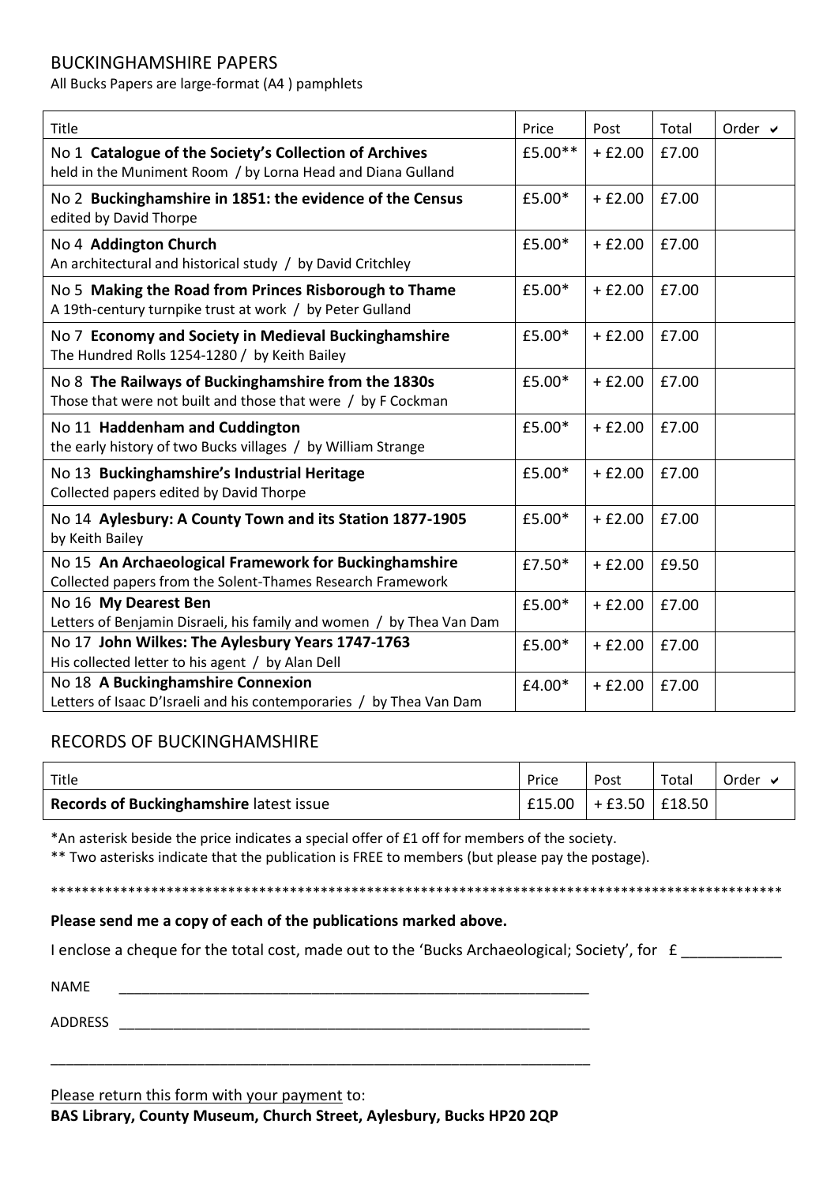## BUCKINGHAMSHIRE PAPERS

All Bucks Papers are large-format (A4 ) pamphlets

| Title | Price | Post | Total | Order ✔ |
|---|---|---|---|---|
| No 1 **Catalogue of the Society's Collection of Archives** held in the Muniment Room / by Lorna Head and Diana Gulland | £5.00** | + £2.00 | £7.00 | |
| No 2 **Buckinghamshire in 1851: the evidence of the Census** edited by David Thorpe | £5.00* | + £2.00 | £7.00 | |
| No 4 **Addington Church** An architectural and historical study / by David Critchley | £5.00* | + £2.00 | £7.00 | |
| No 5 **Making the Road from Princes Risborough to Thame** A 19th-century turnpike trust at work / by Peter Gulland | £5.00* | + £2.00 | £7.00 | |
| No 7 **Economy and Society in Medieval Buckinghamshire** The Hundred Rolls 1254-1280 / by Keith Bailey | £5.00* | + £2.00 | £7.00 | |
| No 8 **The Railways of Buckinghamshire from the 1830s** Those that were not built and those that were / by F Cockman | £5.00* | + £2.00 | £7.00 | |
| No 11 **Haddenham and Cuddington** the early history of two Bucks villages / by William Strange | £5.00* | + £2.00 | £7.00 | |
| No 13 **Buckinghamshire's Industrial Heritage** Collected papers edited by David Thorpe | £5.00* | + £2.00 | £7.00 | |
| No 14 **Aylesbury: A County Town and its Station 1877-1905** by Keith Bailey | £5.00* | + £2.00 | £7.00 | |
| No 15 **An Archaeological Framework for Buckinghamshire** Collected papers from the Solent-Thames Research Framework | £7.50* | + £2.00 | £9.50 | |
| No 16 **My Dearest Ben** Letters of Benjamin Disraeli, his family and women / by Thea Van Dam | £5.00* | + £2.00 | £7.00 | |
| No 17 **John Wilkes: The Aylesbury Years 1747-1763** His collected letter to his agent / by Alan Dell | £5.00* | + £2.00 | £7.00 | |
| No 18 **A Buckinghamshire Connexion** Letters of Isaac D'Israeli and his contemporaries / by Thea Van Dam | £4.00* | + £2.00 | £7.00 | |

## RECORDS OF BUCKINGHAMSHIRE

| Title | Price | Post | Total | Order ✔ |
|---|---|---|---|---|
| **Records of Buckinghamshire** latest issue | £15.00 | + £3.50 | £18.50 | |

*An asterisk beside the price indicates a special offer of £1 off for members of the society.

** Two asterisks indicate that the publication is FREE to members (but please pay the postage).

*****************************************************************************************************

**Please send me a copy of each of the publications marked above.**

I enclose a cheque for the total cost, made out to the 'Bucks Archaeological; Society', for £ ____________

NAME ____________________________________________________________

ADDRESS ____________________________________________________________

____________________________________________________________________

Please return this form with your payment to:

**BAS Library, County Museum, Church Street, Aylesbury, Bucks HP20 2QP**